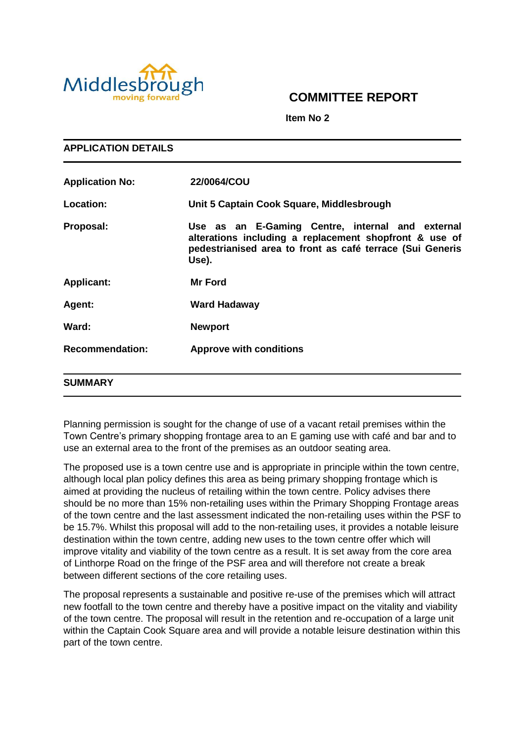Middlesbrough
moving forward

# COMMITTEE REPORT

**Item No 2**

## APPLICATION DETAILS

| | |
|---|---|
| **Application No:** | **22/0064/COU** |
| **Location:** | **Unit 5 Captain Cook Square, Middlesbrough** |
| **Proposal:** | **Use as an E-Gaming Centre, internal and external alterations including a replacement shopfront & use of pedestrianised area to front as café terrace (Sui Generis Use).** |
| **Applicant:** | **Mr Ford** |
| **Agent:** | **Ward Hadaway** |
| **Ward:** | **Newport** |
| **Recommendation:** | **Approve with conditions** |

## SUMMARY

Planning permission is sought for the change of use of a vacant retail premises within the Town Centre's primary shopping frontage area to an E gaming use with café and bar and to use an external area to the front of the premises as an outdoor seating area.

The proposed use is a town centre use and is appropriate in principle within the town centre, although local plan policy defines this area as being primary shopping frontage which is aimed at providing the nucleus of retailing within the town centre. Policy advises there should be no more than 15% non-retailing uses within the Primary Shopping Frontage areas of the town centre and the last assessment indicated the non-retailing uses within the PSF to be 15.7%. Whilst this proposal will add to the non-retailing uses, it provides a notable leisure destination within the town centre, adding new uses to the town centre offer which will improve vitality and viability of the town centre as a result. It is set away from the core area of Linthorpe Road on the fringe of the PSF area and will therefore not create a break between different sections of the core retailing uses.

The proposal represents a sustainable and positive re-use of the premises which will attract new footfall to the town centre and thereby have a positive impact on the vitality and viability of the town centre. The proposal will result in the retention and re-occupation of a large unit within the Captain Cook Square area and will provide a notable leisure destination within this part of the town centre.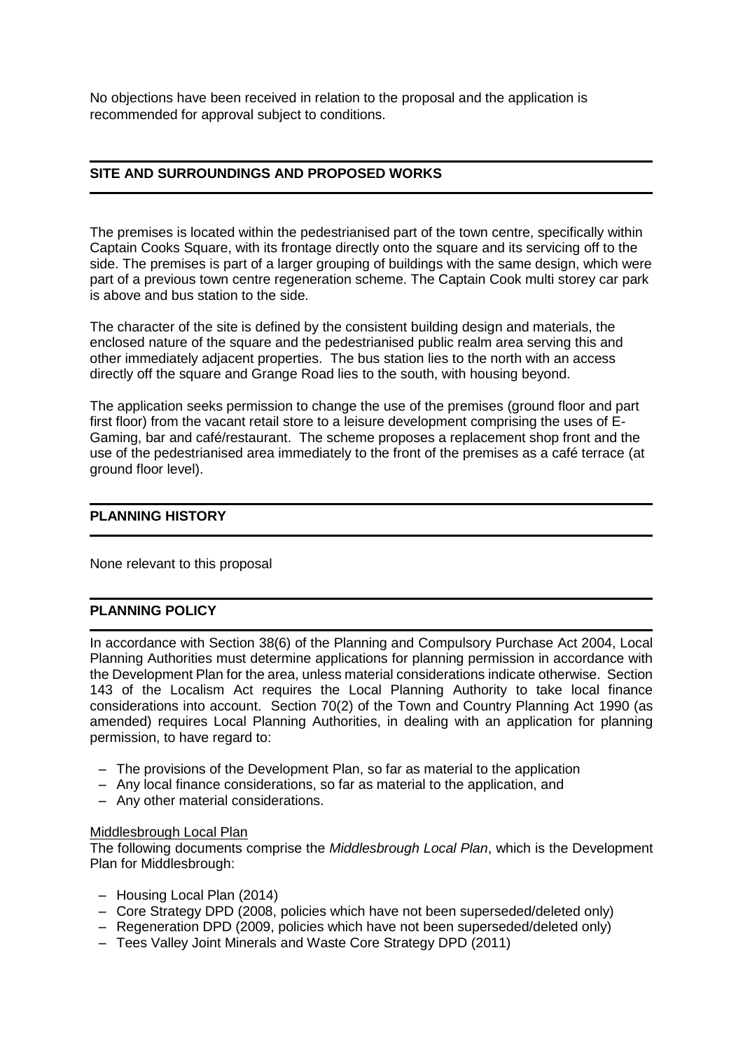No objections have been received in relation to the proposal and the application is recommended for approval subject to conditions.

## SITE AND SURROUNDINGS AND PROPOSED WORKS

The premises is located within the pedestrianised part of the town centre, specifically within Captain Cooks Square, with its frontage directly onto the square and its servicing off to the side. The premises is part of a larger grouping of buildings with the same design, which were part of a previous town centre regeneration scheme. The Captain Cook multi storey car park is above and bus station to the side.

The character of the site is defined by the consistent building design and materials, the enclosed nature of the square and the pedestrianised public realm area serving this and other immediately adjacent properties. The bus station lies to the north with an access directly off the square and Grange Road lies to the south, with housing beyond.

The application seeks permission to change the use of the premises (ground floor and part first floor) from the vacant retail store to a leisure development comprising the uses of E-Gaming, bar and café/restaurant. The scheme proposes a replacement shop front and the use of the pedestrianised area immediately to the front of the premises as a café terrace (at ground floor level).

## PLANNING HISTORY

None relevant to this proposal

## PLANNING POLICY

In accordance with Section 38(6) of the Planning and Compulsory Purchase Act 2004, Local Planning Authorities must determine applications for planning permission in accordance with the Development Plan for the area, unless material considerations indicate otherwise. Section 143 of the Localism Act requires the Local Planning Authority to take local finance considerations into account. Section 70(2) of the Town and Country Planning Act 1990 (as amended) requires Local Planning Authorities, in dealing with an application for planning permission, to have regard to:

- The provisions of the Development Plan, so far as material to the application
- Any local finance considerations, so far as material to the application, and
- Any other material considerations.

<u>Middlesbrough Local Plan</u>

The following documents comprise the *Middlesbrough Local Plan*, which is the Development Plan for Middlesbrough:

- Housing Local Plan (2014)
- Core Strategy DPD (2008, policies which have not been superseded/deleted only)
- Regeneration DPD (2009, policies which have not been superseded/deleted only)
- Tees Valley Joint Minerals and Waste Core Strategy DPD (2011)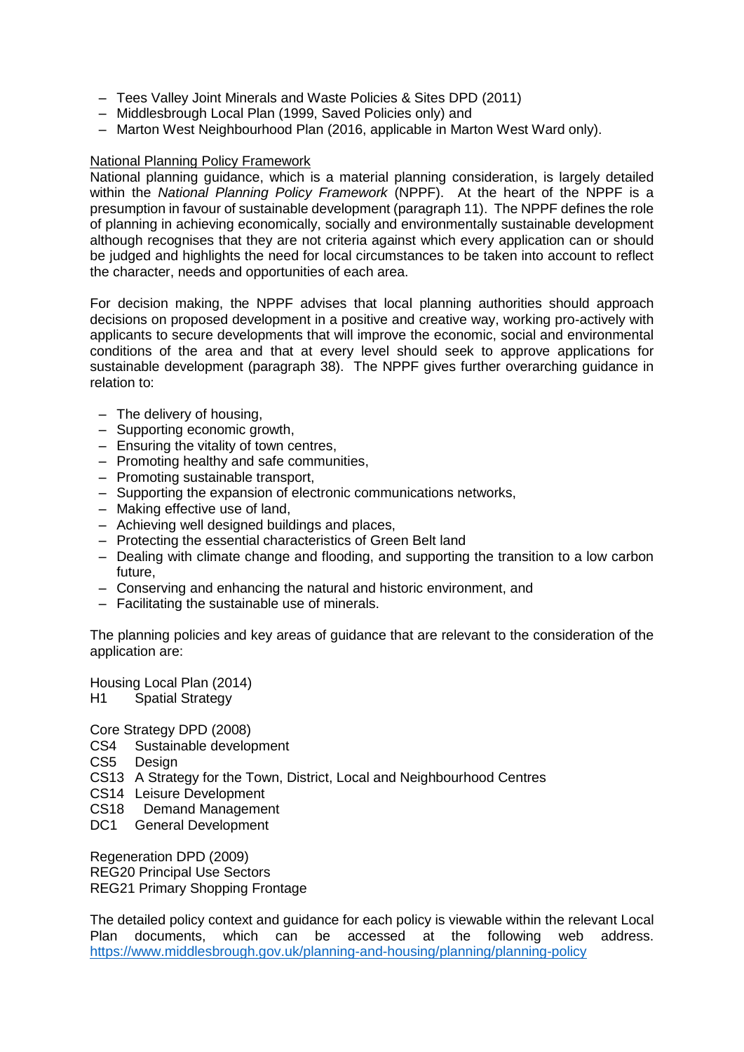- Tees Valley Joint Minerals and Waste Policies & Sites DPD (2011)
- Middlesbrough Local Plan (1999, Saved Policies only) and
- Marton West Neighbourhood Plan (2016, applicable in Marton West Ward only).

National Planning Policy Framework

National planning guidance, which is a material planning consideration, is largely detailed within the *National Planning Policy Framework* (NPPF). At the heart of the NPPF is a presumption in favour of sustainable development (paragraph 11). The NPPF defines the role of planning in achieving economically, socially and environmentally sustainable development although recognises that they are not criteria against which every application can or should be judged and highlights the need for local circumstances to be taken into account to reflect the character, needs and opportunities of each area.

For decision making, the NPPF advises that local planning authorities should approach decisions on proposed development in a positive and creative way, working pro-actively with applicants to secure developments that will improve the economic, social and environmental conditions of the area and that at every level should seek to approve applications for sustainable development (paragraph 38). The NPPF gives further overarching guidance in relation to:

- The delivery of housing,
- Supporting economic growth,
- Ensuring the vitality of town centres,
- Promoting healthy and safe communities,
- Promoting sustainable transport,
- Supporting the expansion of electronic communications networks,
- Making effective use of land,
- Achieving well designed buildings and places,
- Protecting the essential characteristics of Green Belt land
- Dealing with climate change and flooding, and supporting the transition to a low carbon future,
- Conserving and enhancing the natural and historic environment, and
- Facilitating the sustainable use of minerals.

The planning policies and key areas of guidance that are relevant to the consideration of the application are:

Housing Local Plan (2014)
H1 Spatial Strategy

Core Strategy DPD (2008)
CS4 Sustainable development
CS5 Design
CS13 A Strategy for the Town, District, Local and Neighbourhood Centres
CS14 Leisure Development
CS18 Demand Management
DC1 General Development

Regeneration DPD (2009)
REG20 Principal Use Sectors
REG21 Primary Shopping Frontage

The detailed policy context and guidance for each policy is viewable within the relevant Local Plan documents, which can be accessed at the following web address. https://www.middlesbrough.gov.uk/planning-and-housing/planning/planning-policy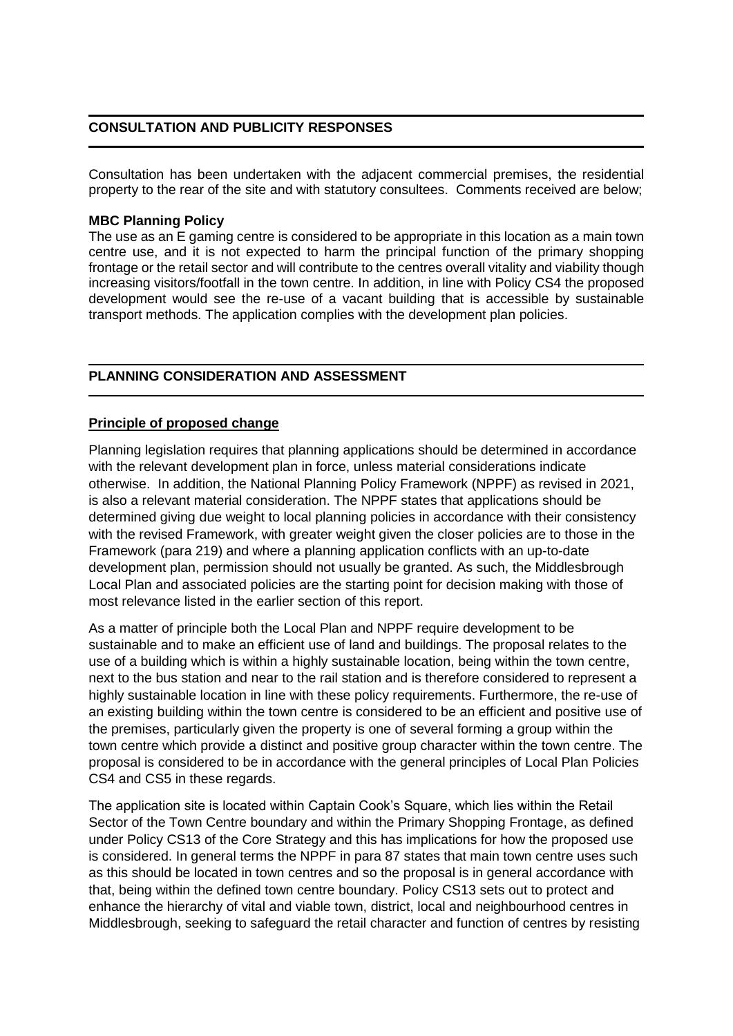## CONSULTATION AND PUBLICITY RESPONSES

Consultation has been undertaken with the adjacent commercial premises, the residential property to the rear of the site and with statutory consultees. Comments received are below;

**MBC Planning Policy**

The use as an E gaming centre is considered to be appropriate in this location as a main town centre use, and it is not expected to harm the principal function of the primary shopping frontage or the retail sector and will contribute to the centres overall vitality and viability though increasing visitors/footfall in the town centre. In addition, in line with Policy CS4 the proposed development would see the re-use of a vacant building that is accessible by sustainable transport methods. The application complies with the development plan policies.

## PLANNING CONSIDERATION AND ASSESSMENT

**Principle of proposed change**

Planning legislation requires that planning applications should be determined in accordance with the relevant development plan in force, unless material considerations indicate otherwise. In addition, the National Planning Policy Framework (NPPF) as revised in 2021, is also a relevant material consideration. The NPPF states that applications should be determined giving due weight to local planning policies in accordance with their consistency with the revised Framework, with greater weight given the closer policies are to those in the Framework (para 219) and where a planning application conflicts with an up-to-date development plan, permission should not usually be granted. As such, the Middlesbrough Local Plan and associated policies are the starting point for decision making with those of most relevance listed in the earlier section of this report.

As a matter of principle both the Local Plan and NPPF require development to be sustainable and to make an efficient use of land and buildings. The proposal relates to the use of a building which is within a highly sustainable location, being within the town centre, next to the bus station and near to the rail station and is therefore considered to represent a highly sustainable location in line with these policy requirements. Furthermore, the re-use of an existing building within the town centre is considered to be an efficient and positive use of the premises, particularly given the property is one of several forming a group within the town centre which provide a distinct and positive group character within the town centre. The proposal is considered to be in accordance with the general principles of Local Plan Policies CS4 and CS5 in these regards.

The application site is located within Captain Cook's Square, which lies within the Retail Sector of the Town Centre boundary and within the Primary Shopping Frontage, as defined under Policy CS13 of the Core Strategy and this has implications for how the proposed use is considered. In general terms the NPPF in para 87 states that main town centre uses such as this should be located in town centres and so the proposal is in general accordance with that, being within the defined town centre boundary. Policy CS13 sets out to protect and enhance the hierarchy of vital and viable town, district, local and neighbourhood centres in Middlesbrough, seeking to safeguard the retail character and function of centres by resisting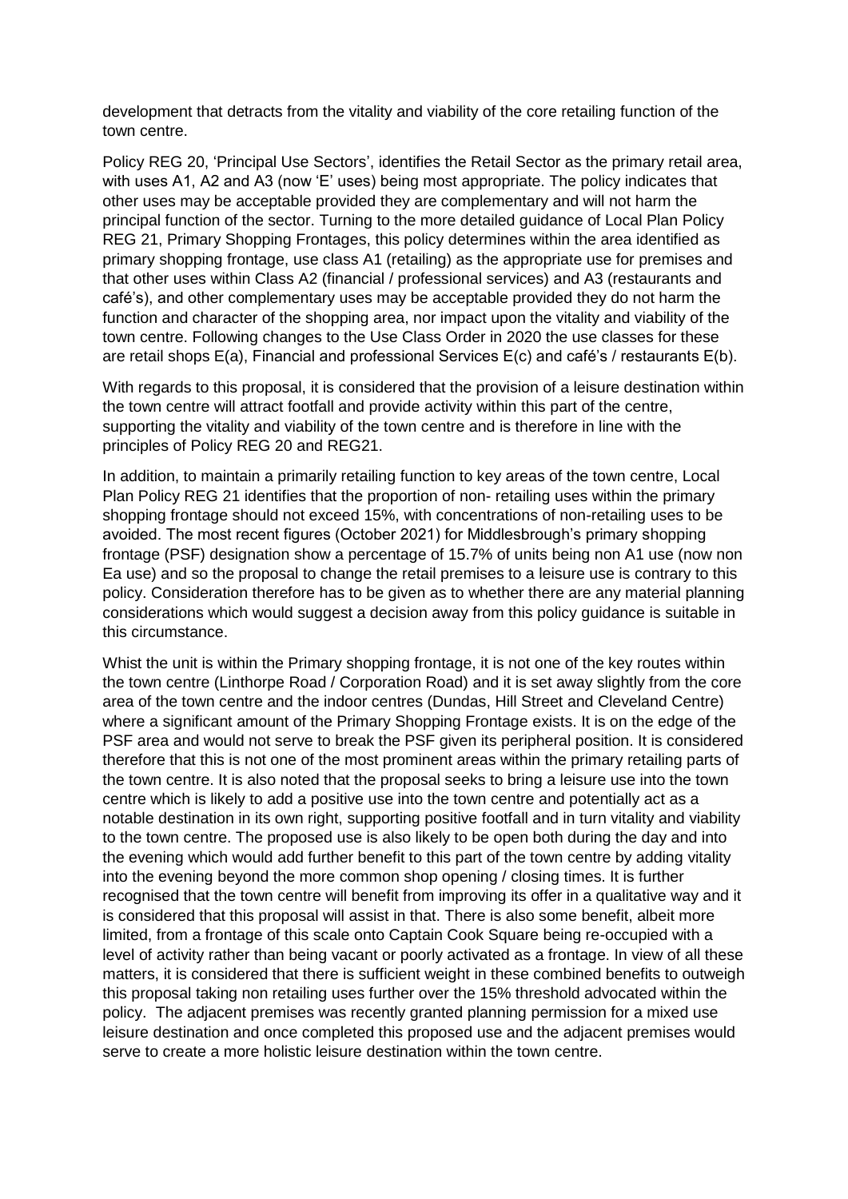development that detracts from the vitality and viability of the core retailing function of the town centre.

Policy REG 20, 'Principal Use Sectors', identifies the Retail Sector as the primary retail area, with uses A1, A2 and A3 (now 'E' uses) being most appropriate. The policy indicates that other uses may be acceptable provided they are complementary and will not harm the principal function of the sector. Turning to the more detailed guidance of Local Plan Policy REG 21, Primary Shopping Frontages, this policy determines within the area identified as primary shopping frontage, use class A1 (retailing) as the appropriate use for premises and that other uses within Class A2 (financial / professional services) and A3 (restaurants and café's), and other complementary uses may be acceptable provided they do not harm the function and character of the shopping area, nor impact upon the vitality and viability of the town centre. Following changes to the Use Class Order in 2020 the use classes for these are retail shops E(a), Financial and professional Services E(c) and café's / restaurants E(b).

With regards to this proposal, it is considered that the provision of a leisure destination within the town centre will attract footfall and provide activity within this part of the centre, supporting the vitality and viability of the town centre and is therefore in line with the principles of Policy REG 20 and REG21.

In addition, to maintain a primarily retailing function to key areas of the town centre, Local Plan Policy REG 21 identifies that the proportion of non- retailing uses within the primary shopping frontage should not exceed 15%, with concentrations of non-retailing uses to be avoided. The most recent figures (October 2021) for Middlesbrough's primary shopping frontage (PSF) designation show a percentage of 15.7% of units being non A1 use (now non Ea use) and so the proposal to change the retail premises to a leisure use is contrary to this policy. Consideration therefore has to be given as to whether there are any material planning considerations which would suggest a decision away from this policy guidance is suitable in this circumstance.

Whist the unit is within the Primary shopping frontage, it is not one of the key routes within the town centre (Linthorpe Road / Corporation Road) and it is set away slightly from the core area of the town centre and the indoor centres (Dundas, Hill Street and Cleveland Centre) where a significant amount of the Primary Shopping Frontage exists. It is on the edge of the PSF area and would not serve to break the PSF given its peripheral position. It is considered therefore that this is not one of the most prominent areas within the primary retailing parts of the town centre. It is also noted that the proposal seeks to bring a leisure use into the town centre which is likely to add a positive use into the town centre and potentially act as a notable destination in its own right, supporting positive footfall and in turn vitality and viability to the town centre. The proposed use is also likely to be open both during the day and into the evening which would add further benefit to this part of the town centre by adding vitality into the evening beyond the more common shop opening / closing times. It is further recognised that the town centre will benefit from improving its offer in a qualitative way and it is considered that this proposal will assist in that. There is also some benefit, albeit more limited, from a frontage of this scale onto Captain Cook Square being re-occupied with a level of activity rather than being vacant or poorly activated as a frontage. In view of all these matters, it is considered that there is sufficient weight in these combined benefits to outweigh this proposal taking non retailing uses further over the 15% threshold advocated within the policy. The adjacent premises was recently granted planning permission for a mixed use leisure destination and once completed this proposed use and the adjacent premises would serve to create a more holistic leisure destination within the town centre.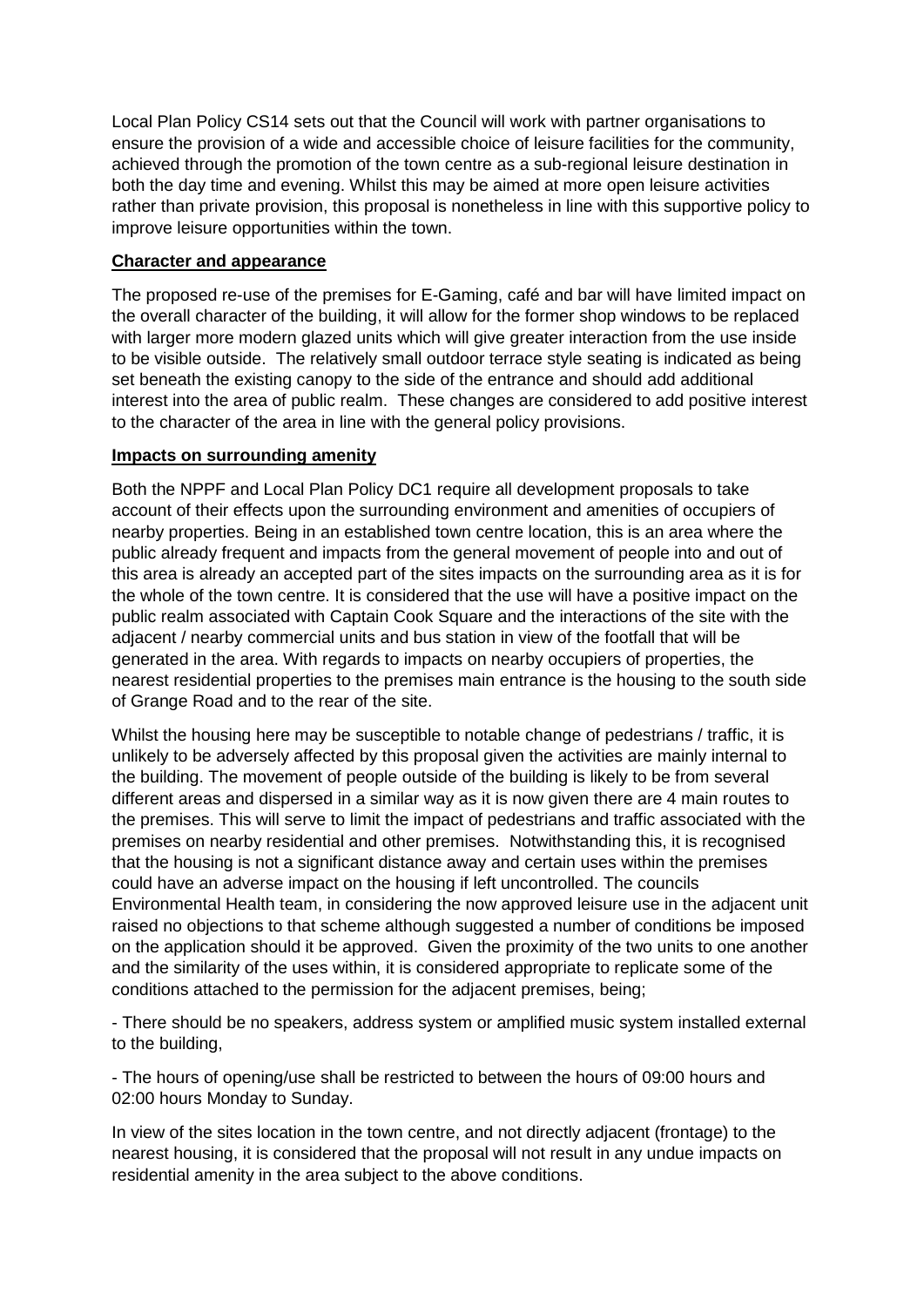Local Plan Policy CS14 sets out that the Council will work with partner organisations to ensure the provision of a wide and accessible choice of leisure facilities for the community, achieved through the promotion of the town centre as a sub-regional leisure destination in both the day time and evening. Whilst this may be aimed at more open leisure activities rather than private provision, this proposal is nonetheless in line with this supportive policy to improve leisure opportunities within the town.

**Character and appearance**

The proposed re-use of the premises for E-Gaming, café and bar will have limited impact on the overall character of the building, it will allow for the former shop windows to be replaced with larger more modern glazed units which will give greater interaction from the use inside to be visible outside. The relatively small outdoor terrace style seating is indicated as being set beneath the existing canopy to the side of the entrance and should add additional interest into the area of public realm. These changes are considered to add positive interest to the character of the area in line with the general policy provisions.

**Impacts on surrounding amenity**

Both the NPPF and Local Plan Policy DC1 require all development proposals to take account of their effects upon the surrounding environment and amenities of occupiers of nearby properties. Being in an established town centre location, this is an area where the public already frequent and impacts from the general movement of people into and out of this area is already an accepted part of the sites impacts on the surrounding area as it is for the whole of the town centre. It is considered that the use will have a positive impact on the public realm associated with Captain Cook Square and the interactions of the site with the adjacent / nearby commercial units and bus station in view of the footfall that will be generated in the area. With regards to impacts on nearby occupiers of properties, the nearest residential properties to the premises main entrance is the housing to the south side of Grange Road and to the rear of the site.

Whilst the housing here may be susceptible to notable change of pedestrians / traffic, it is unlikely to be adversely affected by this proposal given the activities are mainly internal to the building. The movement of people outside of the building is likely to be from several different areas and dispersed in a similar way as it is now given there are 4 main routes to the premises. This will serve to limit the impact of pedestrians and traffic associated with the premises on nearby residential and other premises. Notwithstanding this, it is recognised that the housing is not a significant distance away and certain uses within the premises could have an adverse impact on the housing if left uncontrolled. The councils Environmental Health team, in considering the now approved leisure use in the adjacent unit raised no objections to that scheme although suggested a number of conditions be imposed on the application should it be approved. Given the proximity of the two units to one another and the similarity of the uses within, it is considered appropriate to replicate some of the conditions attached to the permission for the adjacent premises, being;

- There should be no speakers, address system or amplified music system installed external to the building,

- The hours of opening/use shall be restricted to between the hours of 09:00 hours and 02:00 hours Monday to Sunday.

In view of the sites location in the town centre, and not directly adjacent (frontage) to the nearest housing, it is considered that the proposal will not result in any undue impacts on residential amenity in the area subject to the above conditions.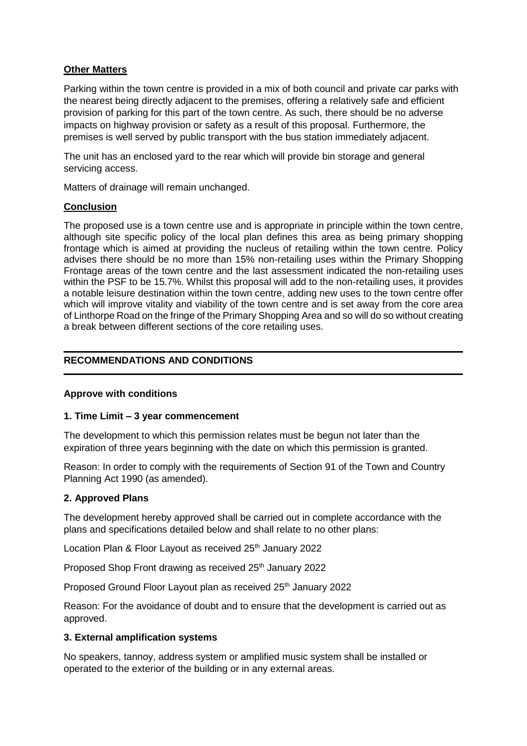**Other Matters**

Parking within the town centre is provided in a mix of both council and private car parks with the nearest being directly adjacent to the premises, offering a relatively safe and efficient provision of parking for this part of the town centre. As such, there should be no adverse impacts on highway provision or safety as a result of this proposal. Furthermore, the premises is well served by public transport with the bus station immediately adjacent.

The unit has an enclosed yard to the rear which will provide bin storage and general servicing access.

Matters of drainage will remain unchanged.

**Conclusion**

The proposed use is a town centre use and is appropriate in principle within the town centre, although site specific policy of the local plan defines this area as being primary shopping frontage which is aimed at providing the nucleus of retailing within the town centre. Policy advises there should be no more than 15% non-retailing uses within the Primary Shopping Frontage areas of the town centre and the last assessment indicated the non-retailing uses within the PSF to be 15.7%. Whilst this proposal will add to the non-retailing uses, it provides a notable leisure destination within the town centre, adding new uses to the town centre offer which will improve vitality and viability of the town centre and is set away from the core area of Linthorpe Road on the fringe of the Primary Shopping Area and so will do so without creating a break between different sections of the core retailing uses.

---

## RECOMMENDATIONS AND CONDITIONS

---

**Approve with conditions**

**1. Time Limit – 3 year commencement**

The development to which this permission relates must be begun not later than the expiration of three years beginning with the date on which this permission is granted.

Reason: In order to comply with the requirements of Section 91 of the Town and Country Planning Act 1990 (as amended).

**2. Approved Plans**

The development hereby approved shall be carried out in complete accordance with the plans and specifications detailed below and shall relate to no other plans:

Location Plan & Floor Layout as received 25th January 2022

Proposed Shop Front drawing as received 25th January 2022

Proposed Ground Floor Layout plan as received 25th January 2022

Reason: For the avoidance of doubt and to ensure that the development is carried out as approved.

**3. External amplification systems**

No speakers, tannoy, address system or amplified music system shall be installed or operated to the exterior of the building or in any external areas.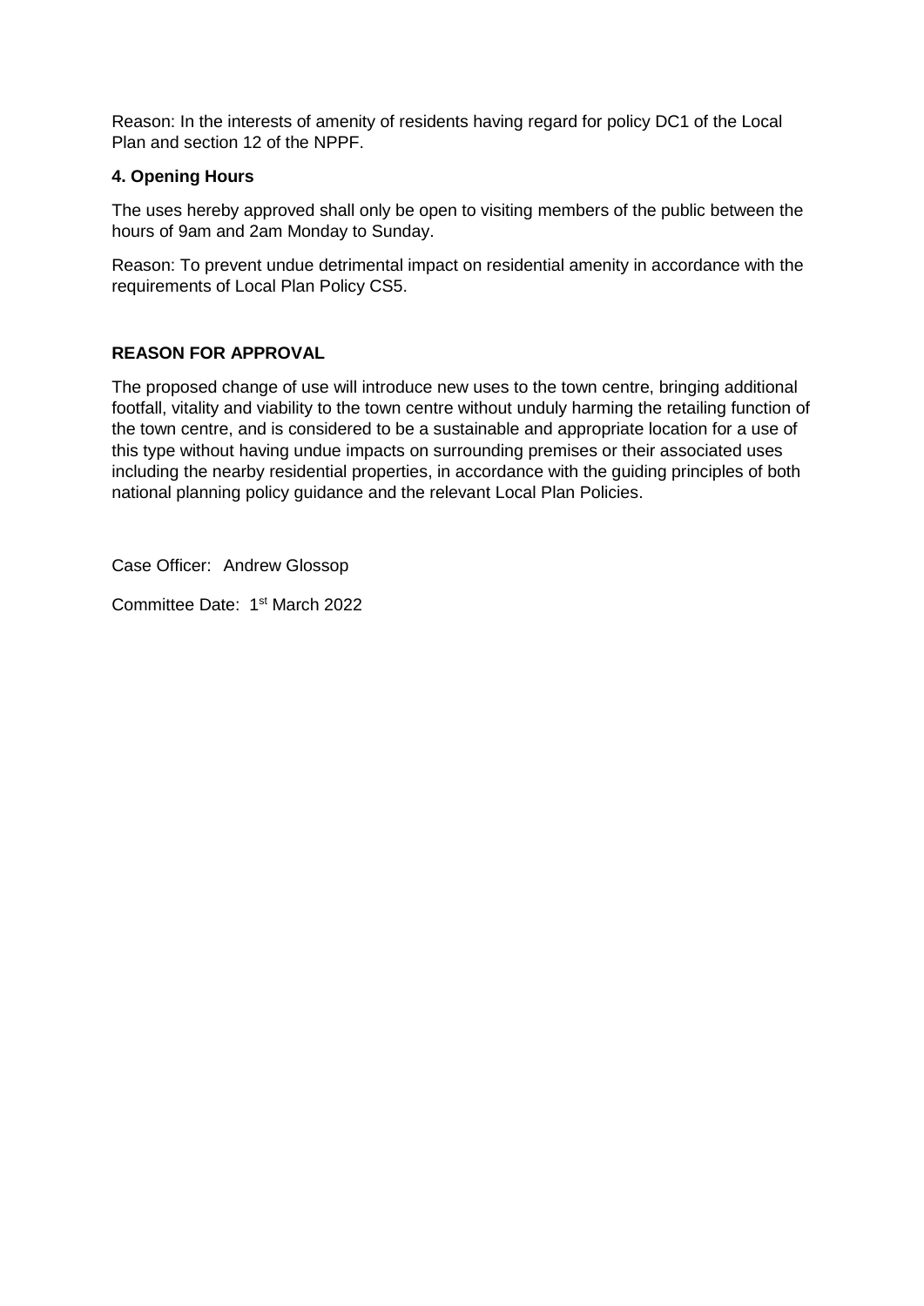Reason: In the interests of amenity of residents having regard for policy DC1 of the Local Plan and section 12 of the NPPF.

**4. Opening Hours**

The uses hereby approved shall only be open to visiting members of the public between the hours of 9am and 2am Monday to Sunday.

Reason: To prevent undue detrimental impact on residential amenity in accordance with the requirements of Local Plan Policy CS5.

**REASON FOR APPROVAL**

The proposed change of use will introduce new uses to the town centre, bringing additional footfall, vitality and viability to the town centre without unduly harming the retailing function of the town centre, and is considered to be a sustainable and appropriate location for a use of this type without having undue impacts on surrounding premises or their associated uses including the nearby residential properties, in accordance with the guiding principles of both national planning policy guidance and the relevant Local Plan Policies.

Case Officer: Andrew Glossop

Committee Date: 1st March 2022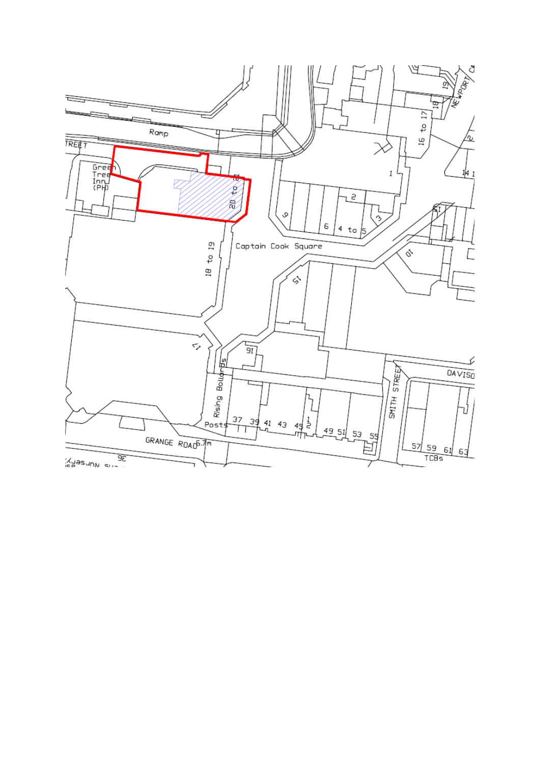Ramp

TREET

Green
Tree
Inn
(PH)

20 to 21

Captain Cook Square

18 to 19

17

1

2

3

4 to 5

6

9

10

15

16

16 to 17

18

19

NEWPORT

14

Rising Bollards

Posts

37 39 41 43 45 1 2 49 51 53 55

GRANGE ROAD 6.7m

36

SMITH STREET

DAVISO

57 59 61 63

TCBs